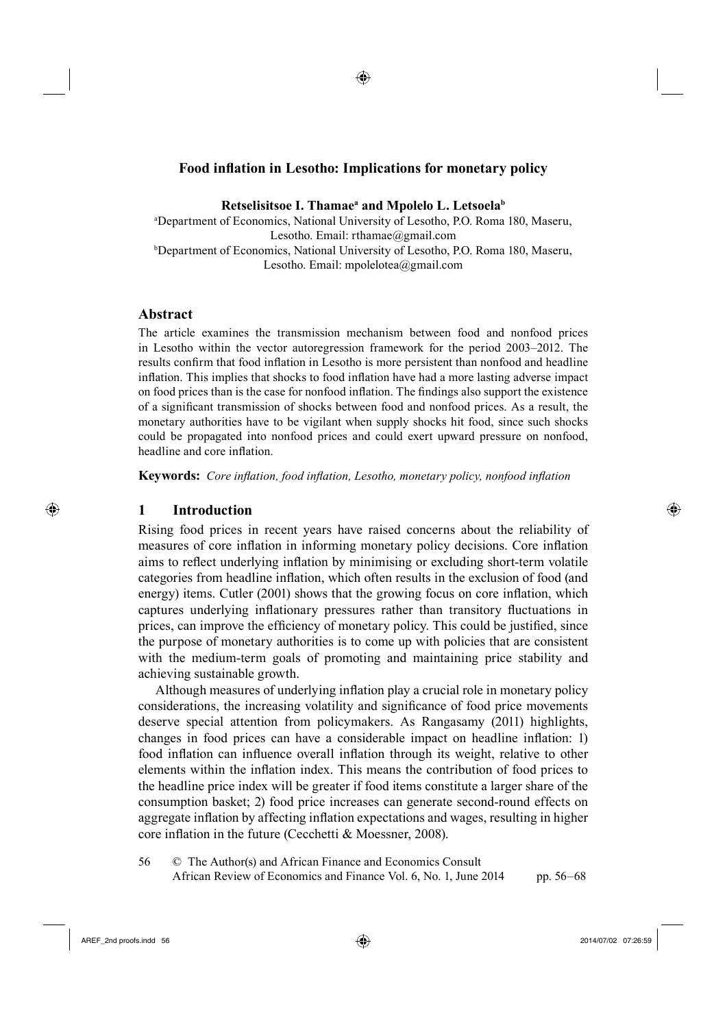# Food inflation in Lesotho: Implications for monetary policy

**Retselisitsoe I. Thamae[a] and Mpolelo L. Letsoela[b]**

[a]Department of Economics, National University of Lesotho, P.O. Roma 180, Maseru, Lesotho. Email: rthamae@gmail.com

[b]Department of Economics, National University of Lesotho, P.O. Roma 180, Maseru, Lesotho. Email: mpolelotea@gmail.com

## Abstract

The article examines the transmission mechanism between food and nonfood prices in Lesotho within the vector autoregression framework for the period 2003–2012. The results confirm that food inflation in Lesotho is more persistent than nonfood and headline inflation. This implies that shocks to food inflation have had a more lasting adverse impact on food prices than is the case for nonfood inflation. The findings also support the existence of a significant transmission of shocks between food and nonfood prices. As a result, the monetary authorities have to be vigilant when supply shocks hit food, since such shocks could be propagated into nonfood prices and could exert upward pressure on nonfood, headline and core inflation.

**Keywords:** *Core inflation, food inflation, Lesotho, monetary policy, nonfood inflation*

## 1 Introduction

Rising food prices in recent years have raised concerns about the reliability of measures of core inflation in informing monetary policy decisions. Core inflation aims to reflect underlying inflation by minimising or excluding short-term volatile categories from headline inflation, which often results in the exclusion of food (and energy) items. Cutler (2001) shows that the growing focus on core inflation, which captures underlying inflationary pressures rather than transitory fluctuations in prices, can improve the efficiency of monetary policy. This could be justified, since the purpose of monetary authorities is to come up with policies that are consistent with the medium-term goals of promoting and maintaining price stability and achieving sustainable growth.

Although measures of underlying inflation play a crucial role in monetary policy considerations, the increasing volatility and significance of food price movements deserve special attention from policymakers. As Rangasamy (2011) highlights, changes in food prices can have a considerable impact on headline inflation: 1) food inflation can influence overall inflation through its weight, relative to other elements within the inflation index. This means the contribution of food prices to the headline price index will be greater if food items constitute a larger share of the consumption basket; 2) food price increases can generate second-round effects on aggregate inflation by affecting inflation expectations and wages, resulting in higher core inflation in the future (Cecchetti & Moessner, 2008).

© The Author(s) and African Finance and Economics Consult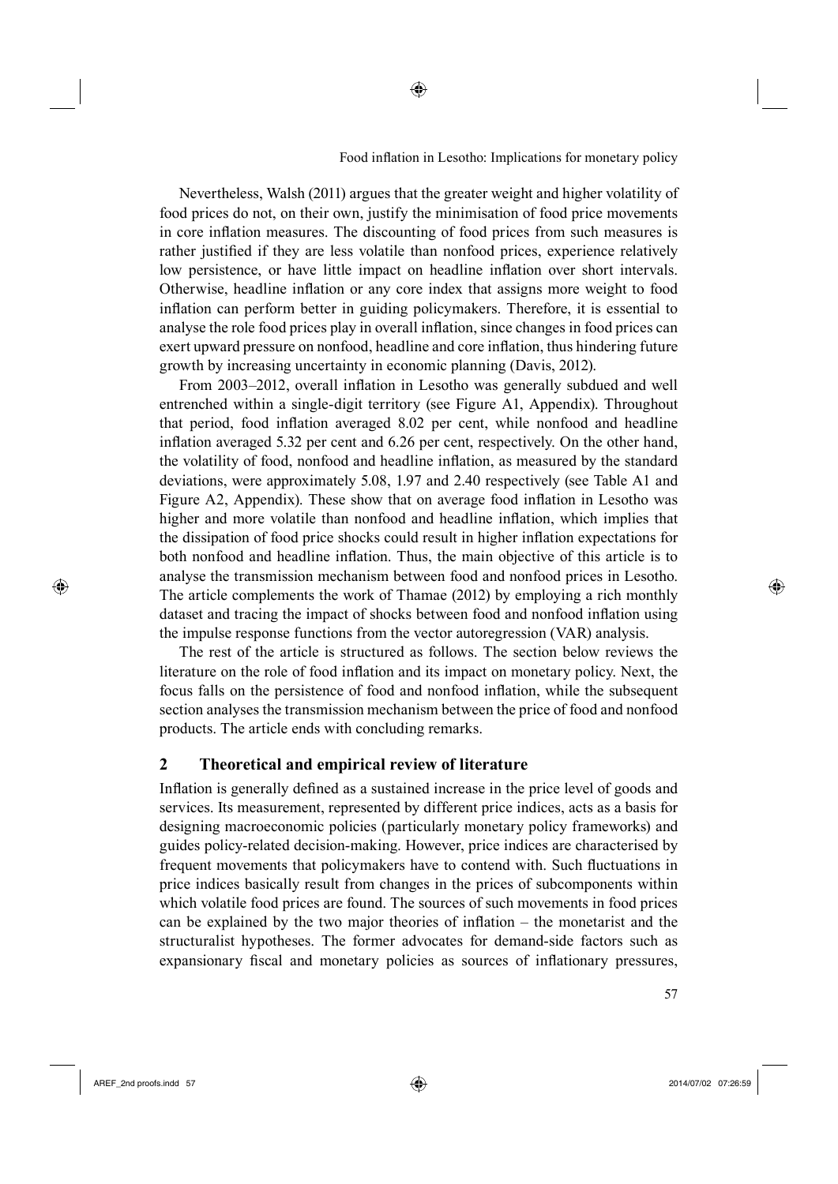Nevertheless, Walsh (2011) argues that the greater weight and higher volatility of food prices do not, on their own, justify the minimisation of food price movements in core inflation measures. The discounting of food prices from such measures is rather justified if they are less volatile than nonfood prices, experience relatively low persistence, or have little impact on headline inflation over short intervals. Otherwise, headline inflation or any core index that assigns more weight to food inflation can perform better in guiding policymakers. Therefore, it is essential to analyse the role food prices play in overall inflation, since changes in food prices can exert upward pressure on nonfood, headline and core inflation, thus hindering future growth by increasing uncertainty in economic planning (Davis, 2012).

From 2003–2012, overall inflation in Lesotho was generally subdued and well entrenched within a single-digit territory (see Figure A1, Appendix). Throughout that period, food inflation averaged 8.02 per cent, while nonfood and headline inflation averaged 5.32 per cent and 6.26 per cent, respectively. On the other hand, the volatility of food, nonfood and headline inflation, as measured by the standard deviations, were approximately 5.08, 1.97 and 2.40 respectively (see Table A1 and Figure A2, Appendix). These show that on average food inflation in Lesotho was higher and more volatile than nonfood and headline inflation, which implies that the dissipation of food price shocks could result in higher inflation expectations for both nonfood and headline inflation. Thus, the main objective of this article is to analyse the transmission mechanism between food and nonfood prices in Lesotho. The article complements the work of Thamae (2012) by employing a rich monthly dataset and tracing the impact of shocks between food and nonfood inflation using the impulse response functions from the vector autoregression (VAR) analysis.

The rest of the article is structured as follows. The section below reviews the literature on the role of food inflation and its impact on monetary policy. Next, the focus falls on the persistence of food and nonfood inflation, while the subsequent section analyses the transmission mechanism between the price of food and nonfood products. The article ends with concluding remarks.

## 2 Theoretical and empirical review of literature

Inflation is generally defined as a sustained increase in the price level of goods and services. Its measurement, represented by different price indices, acts as a basis for designing macroeconomic policies (particularly monetary policy frameworks) and guides policy-related decision-making. However, price indices are characterised by frequent movements that policymakers have to contend with. Such fluctuations in price indices basically result from changes in the prices of subcomponents within which volatile food prices are found. The sources of such movements in food prices can be explained by the two major theories of inflation – the monetarist and the structuralist hypotheses. The former advocates for demand-side factors such as expansionary fiscal and monetary policies as sources of inflationary pressures,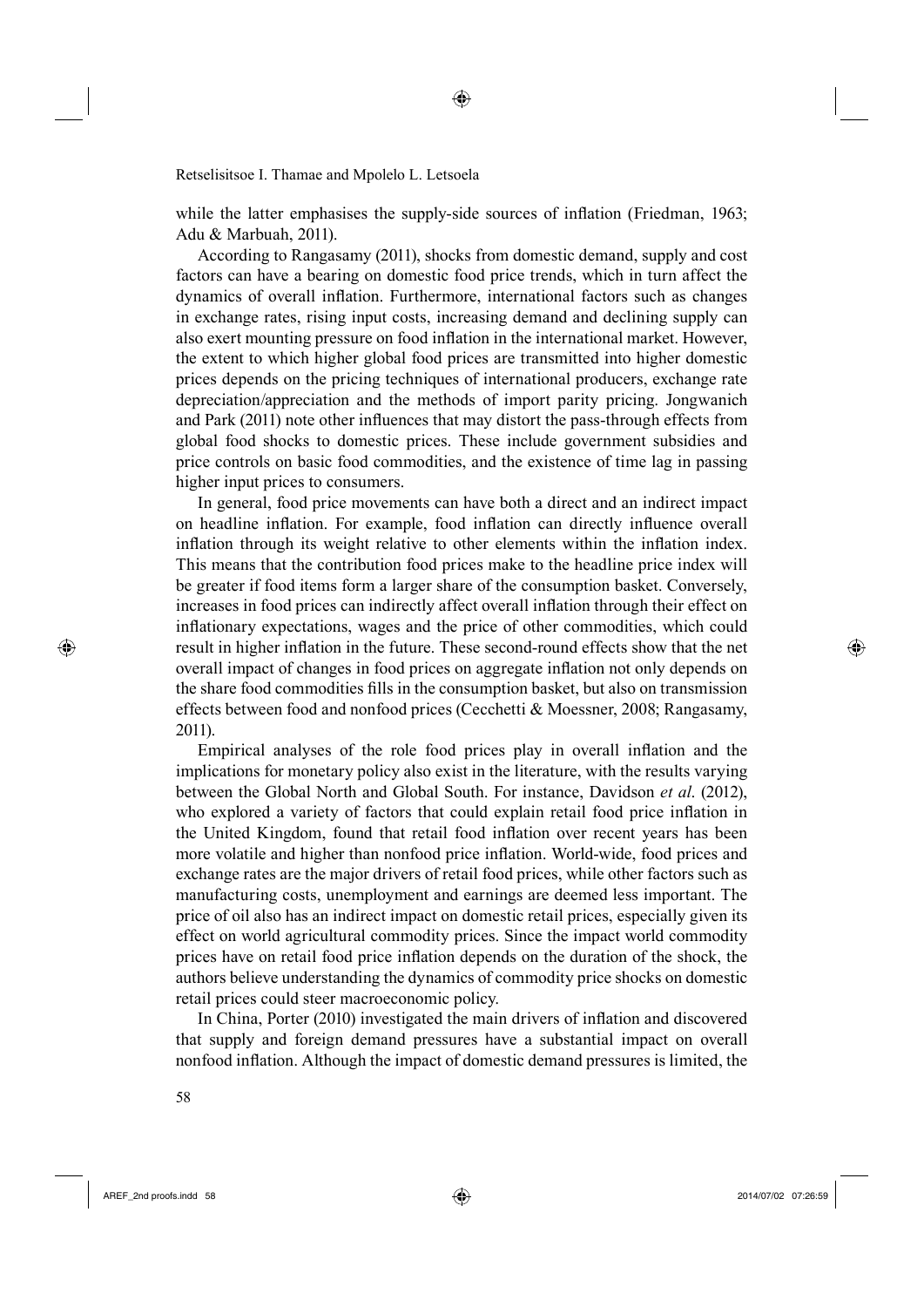while the latter emphasises the supply-side sources of inflation (Friedman, 1963; Adu & Marbuah, 2011).

According to Rangasamy (2011), shocks from domestic demand, supply and cost factors can have a bearing on domestic food price trends, which in turn affect the dynamics of overall inflation. Furthermore, international factors such as changes in exchange rates, rising input costs, increasing demand and declining supply can also exert mounting pressure on food inflation in the international market. However, the extent to which higher global food prices are transmitted into higher domestic prices depends on the pricing techniques of international producers, exchange rate depreciation/appreciation and the methods of import parity pricing. Jongwanich and Park (2011) note other influences that may distort the pass-through effects from global food shocks to domestic prices. These include government subsidies and price controls on basic food commodities, and the existence of time lag in passing higher input prices to consumers.

In general, food price movements can have both a direct and an indirect impact on headline inflation. For example, food inflation can directly influence overall inflation through its weight relative to other elements within the inflation index. This means that the contribution food prices make to the headline price index will be greater if food items form a larger share of the consumption basket. Conversely, increases in food prices can indirectly affect overall inflation through their effect on inflationary expectations, wages and the price of other commodities, which could result in higher inflation in the future. These second-round effects show that the net overall impact of changes in food prices on aggregate inflation not only depends on the share food commodities fills in the consumption basket, but also on transmission effects between food and nonfood prices (Cecchetti & Moessner, 2008; Rangasamy, 2011).

Empirical analyses of the role food prices play in overall inflation and the implications for monetary policy also exist in the literature, with the results varying between the Global North and Global South. For instance, Davidson *et al*. (2012), who explored a variety of factors that could explain retail food price inflation in the United Kingdom, found that retail food inflation over recent years has been more volatile and higher than nonfood price inflation. World-wide, food prices and exchange rates are the major drivers of retail food prices, while other factors such as manufacturing costs, unemployment and earnings are deemed less important. The price of oil also has an indirect impact on domestic retail prices, especially given its effect on world agricultural commodity prices. Since the impact world commodity prices have on retail food price inflation depends on the duration of the shock, the authors believe understanding the dynamics of commodity price shocks on domestic retail prices could steer macroeconomic policy.

In China, Porter (2010) investigated the main drivers of inflation and discovered that supply and foreign demand pressures have a substantial impact on overall nonfood inflation. Although the impact of domestic demand pressures is limited, the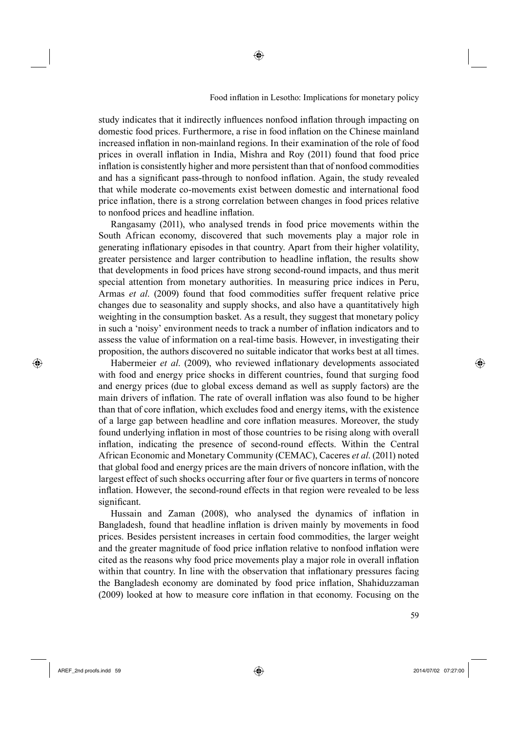study indicates that it indirectly influences nonfood inflation through impacting on domestic food prices. Furthermore, a rise in food inflation on the Chinese mainland increased inflation in non-mainland regions. In their examination of the role of food prices in overall inflation in India, Mishra and Roy (2011) found that food price inflation is consistently higher and more persistent than that of nonfood commodities and has a significant pass-through to nonfood inflation. Again, the study revealed that while moderate co-movements exist between domestic and international food price inflation, there is a strong correlation between changes in food prices relative to nonfood prices and headline inflation.

Rangasamy (2011), who analysed trends in food price movements within the South African economy, discovered that such movements play a major role in generating inflationary episodes in that country. Apart from their higher volatility, greater persistence and larger contribution to headline inflation, the results show that developments in food prices have strong second-round impacts, and thus merit special attention from monetary authorities. In measuring price indices in Peru, Armas *et al*. (2009) found that food commodities suffer frequent relative price changes due to seasonality and supply shocks, and also have a quantitatively high weighting in the consumption basket. As a result, they suggest that monetary policy in such a 'noisy' environment needs to track a number of inflation indicators and to assess the value of information on a real-time basis. However, in investigating their proposition, the authors discovered no suitable indicator that works best at all times.

Habermeier *et al*. (2009), who reviewed inflationary developments associated with food and energy price shocks in different countries, found that surging food and energy prices (due to global excess demand as well as supply factors) are the main drivers of inflation. The rate of overall inflation was also found to be higher than that of core inflation, which excludes food and energy items, with the existence of a large gap between headline and core inflation measures. Moreover, the study found underlying inflation in most of those countries to be rising along with overall inflation, indicating the presence of second-round effects. Within the Central African Economic and Monetary Community (CEMAC), Caceres *et al*. (2011) noted that global food and energy prices are the main drivers of noncore inflation, with the largest effect of such shocks occurring after four or five quarters in terms of noncore inflation. However, the second-round effects in that region were revealed to be less significant.

Hussain and Zaman (2008), who analysed the dynamics of inflation in Bangladesh, found that headline inflation is driven mainly by movements in food prices. Besides persistent increases in certain food commodities, the larger weight and the greater magnitude of food price inflation relative to nonfood inflation were cited as the reasons why food price movements play a major role in overall inflation within that country. In line with the observation that inflationary pressures facing the Bangladesh economy are dominated by food price inflation, Shahiduzzaman (2009) looked at how to measure core inflation in that economy. Focusing on the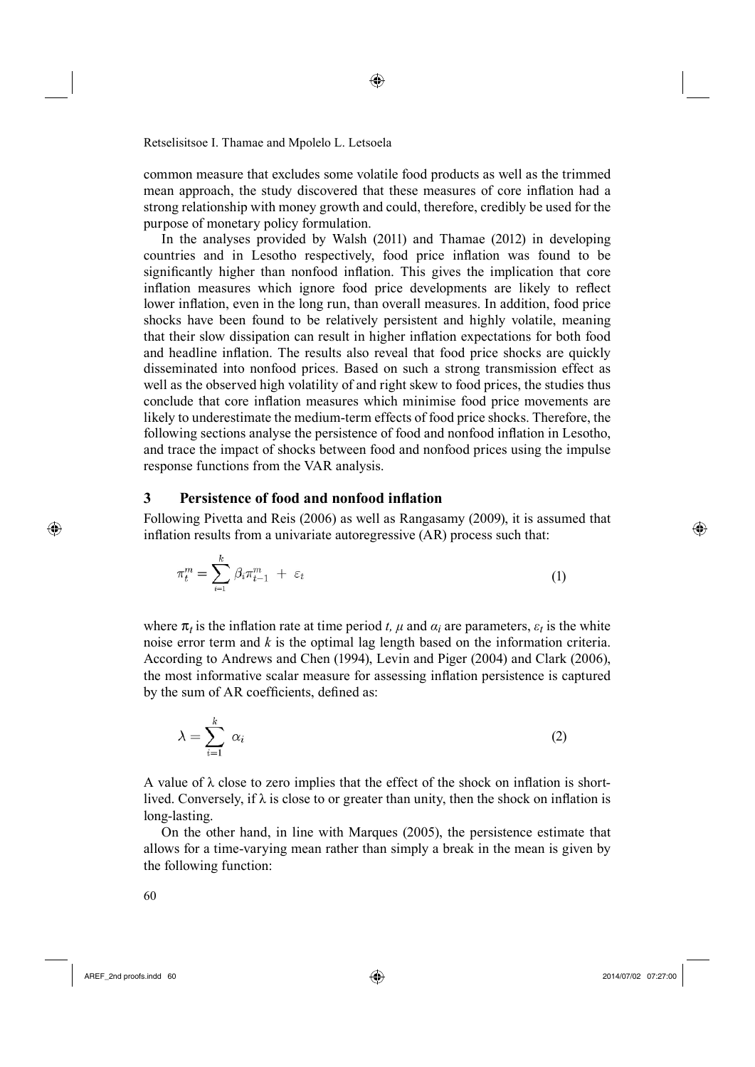common measure that excludes some volatile food products as well as the trimmed mean approach, the study discovered that these measures of core inflation had a strong relationship with money growth and could, therefore, credibly be used for the purpose of monetary policy formulation.

In the analyses provided by Walsh (2011) and Thamae (2012) in developing countries and in Lesotho respectively, food price inflation was found to be significantly higher than nonfood inflation. This gives the implication that core inflation measures which ignore food price developments are likely to reflect lower inflation, even in the long run, than overall measures. In addition, food price shocks have been found to be relatively persistent and highly volatile, meaning that their slow dissipation can result in higher inflation expectations for both food and headline inflation. The results also reveal that food price shocks are quickly disseminated into nonfood prices. Based on such a strong transmission effect as well as the observed high volatility of and right skew to food prices, the studies thus conclude that core inflation measures which minimise food price movements are likely to underestimate the medium-term effects of food price shocks. Therefore, the following sections analyse the persistence of food and nonfood inflation in Lesotho, and trace the impact of shocks between food and nonfood prices using the impulse response functions from the VAR analysis.

## 3 Persistence of food and nonfood inflation

Following Pivetta and Reis (2006) as well as Rangasamy (2009), it is assumed that inflation results from a univariate autoregressive (AR) process such that:

$$\pi_t^m = \sum_{i=1}^{k} \beta_i \pi_{t-1}^m + \varepsilon_t \tag{1}$$

where $\pi_t$ is the inflation rate at time period $t$, $\mu$ and $\alpha_i$ are parameters, $\varepsilon_t$ is the white noise error term and $k$ is the optimal lag length based on the information criteria. According to Andrews and Chen (1994), Levin and Piger (2004) and Clark (2006), the most informative scalar measure for assessing inflation persistence is captured by the sum of AR coefficients, defined as:

$$\lambda = \sum_{i=1}^{k} \alpha_i \tag{2}$$

A value of $\lambda$ close to zero implies that the effect of the shock on inflation is short-lived. Conversely, if $\lambda$ is close to or greater than unity, then the shock on inflation is long-lasting.

On the other hand, in line with Marques (2005), the persistence estimate that allows for a time-varying mean rather than simply a break in the mean is given by the following function: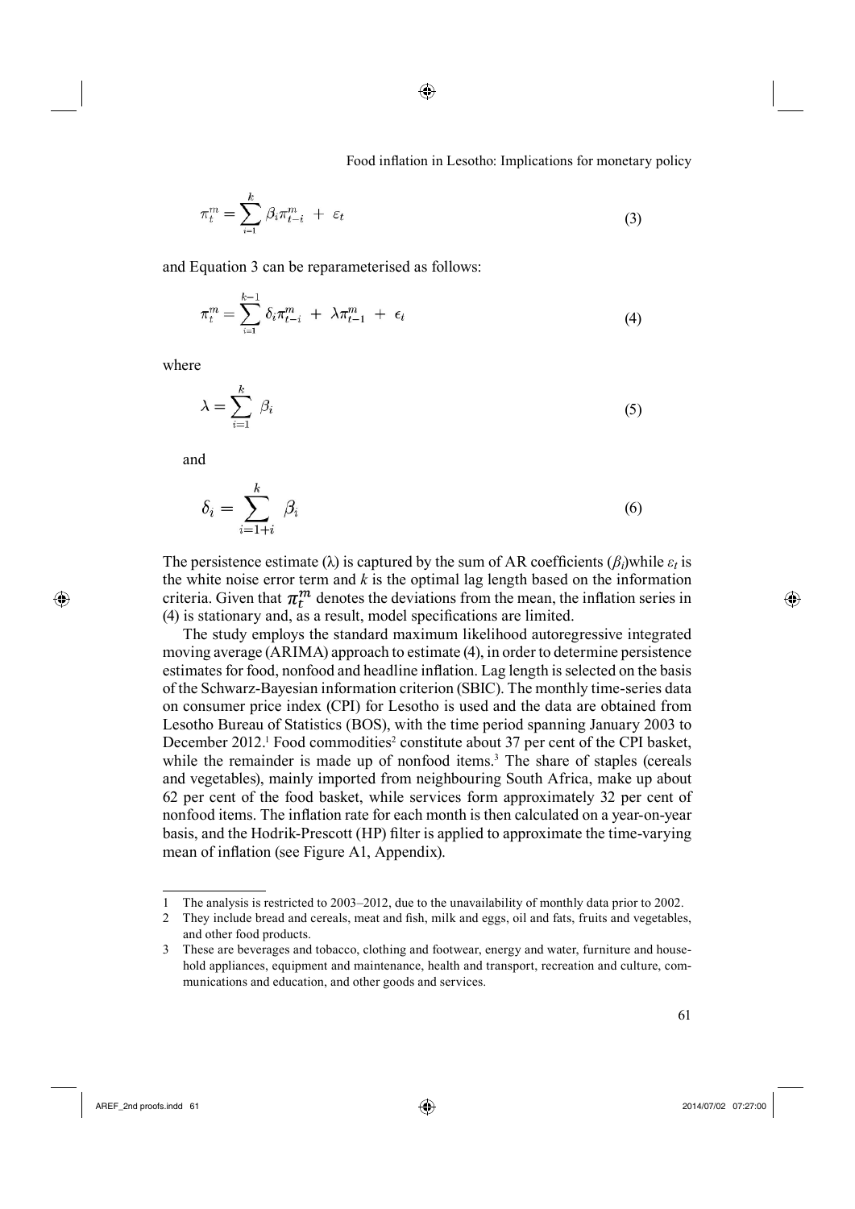$$\pi_t^m = \sum_{i=1}^{k} \beta_i \pi_{t-i}^m + \varepsilon_t \tag{3}$$

and Equation 3 can be reparameterised as follows:

$$\pi_t^m = \sum_{i=1}^{k-1} \delta_i \pi_{t-i}^m + \lambda \pi_{t-1}^m + \epsilon_t \tag{4}$$

where

$$\lambda = \sum_{i=1}^{k} \beta_i \tag{5}$$

and

$$\delta_i = \sum_{i=1+i}^{k} \beta_i \tag{6}$$

The persistence estimate ($\lambda$) is captured by the sum of AR coefficients ($\beta_i$)while $\varepsilon_t$ is the white noise error term and $k$ is the optimal lag length based on the information criteria. Given that $\pi_t^m$ denotes the deviations from the mean, the inflation series in (4) is stationary and, as a result, model specifications are limited.

The study employs the standard maximum likelihood autoregressive integrated moving average (ARIMA) approach to estimate (4), in order to determine persistence estimates for food, nonfood and headline inflation. Lag length is selected on the basis of the Schwarz-Bayesian information criterion (SBIC). The monthly time-series data on consumer price index (CPI) for Lesotho is used and the data are obtained from Lesotho Bureau of Statistics (BOS), with the time period spanning January 2003 to December 2012.[1] Food commodities[2] constitute about 37 per cent of the CPI basket, while the remainder is made up of nonfood items.[3] The share of staples (cereals and vegetables), mainly imported from neighbouring South Africa, make up about 62 per cent of the food basket, while services form approximately 32 per cent of nonfood items. The inflation rate for each month is then calculated on a year-on-year basis, and the Hodrik-Prescott (HP) filter is applied to approximate the time-varying mean of inflation (see Figure A1, Appendix).

---

1 The analysis is restricted to 2003–2012, due to the unavailability of monthly data prior to 2002.

2 They include bread and cereals, meat and fish, milk and eggs, oil and fats, fruits and vegetables, and other food products.

3 These are beverages and tobacco, clothing and footwear, energy and water, furniture and household appliances, equipment and maintenance, health and transport, recreation and culture, communications and education, and other goods and services.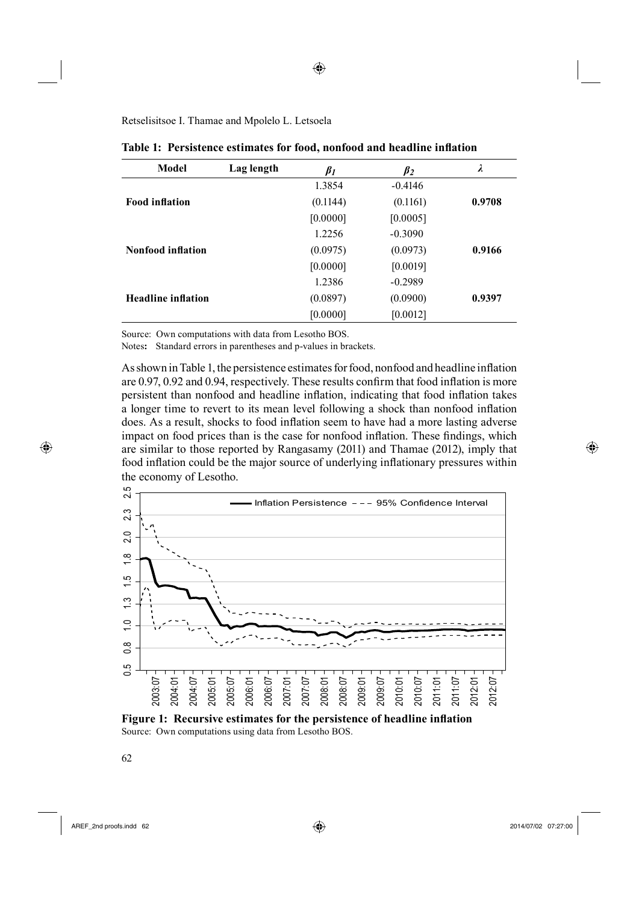**Table 1: Persistence estimates for food, nonfood and headline inflation**

| Model | Lag length | $\beta_1$ | $\beta_2$ | $\lambda$ |
|---|---|---|---|---|
| | | 1.3854 | -0.4146 | |
| **Food inflation** | | (0.1144) | (0.1161) | **0.9708** |
| | | [0.0000] | [0.0005] | |
| | | 1.2256 | -0.3090 | |
| **Nonfood inflation** | | (0.0975) | (0.0973) | **0.9166** |
| | | [0.0000] | [0.0019] | |
| | | 1.2386 | -0.2989 | |
| **Headline inflation** | | (0.0897) | (0.0900) | **0.9397** |
| | | [0.0000] | [0.0012] | |

Source: Own computations with data from Lesotho BOS.

Notes**:** Standard errors in parentheses and p-values in brackets.

As shown in Table 1, the persistence estimates for food, nonfood and headline inflation are 0.97, 0.92 and 0.94, respectively. These results confirm that food inflation is more persistent than nonfood and headline inflation, indicating that food inflation takes a longer time to revert to its mean level following a shock than nonfood inflation does. As a result, shocks to food inflation seem to have had a more lasting adverse impact on food prices than is the case for nonfood inflation. These findings, which are similar to those reported by Rangasamy (2011) and Thamae (2012), imply that food inflation could be the major source of underlying inflationary pressures within the economy of Lesotho.

**Figure 1: Recursive estimates for the persistence of headline inflation**

Source: Own computations using data from Lesotho BOS.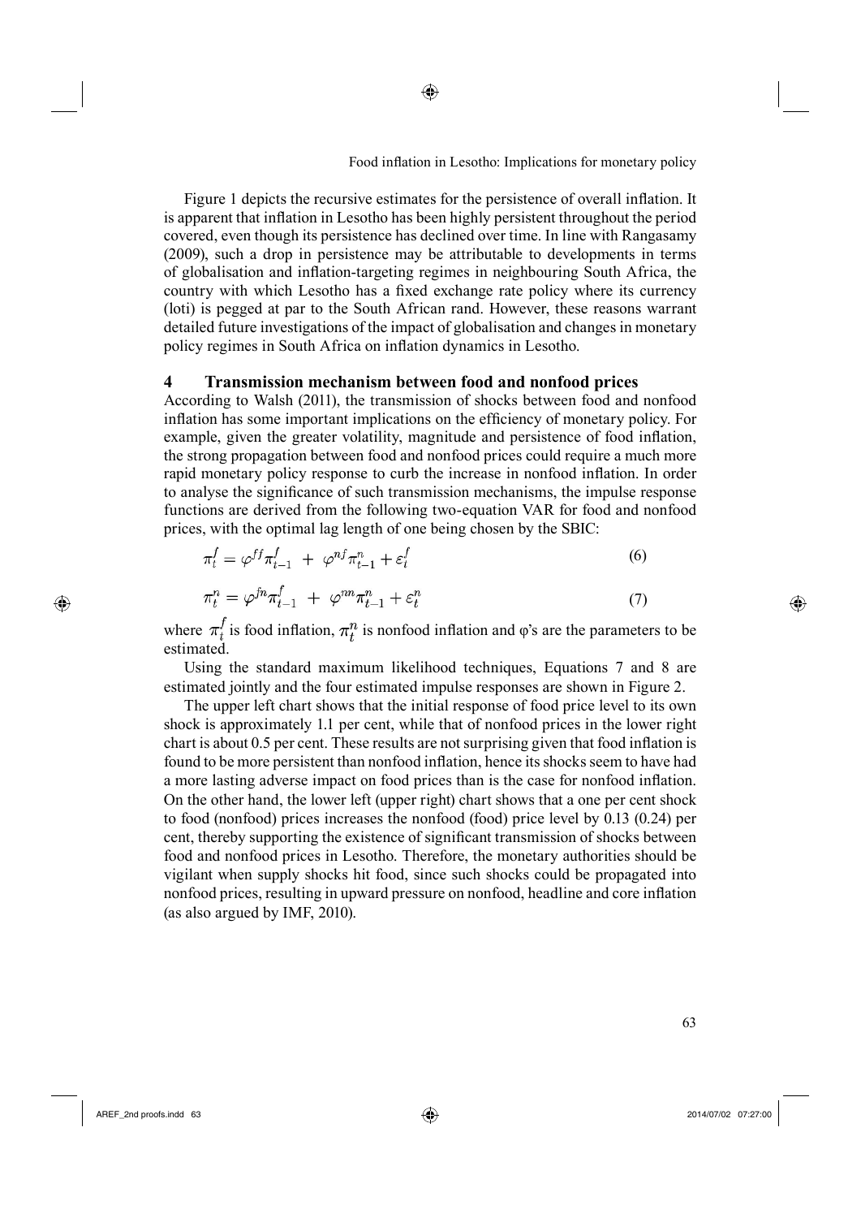Figure 1 depicts the recursive estimates for the persistence of overall inflation. It is apparent that inflation in Lesotho has been highly persistent throughout the period covered, even though its persistence has declined over time. In line with Rangasamy (2009), such a drop in persistence may be attributable to developments in terms of globalisation and inflation-targeting regimes in neighbouring South Africa, the country with which Lesotho has a fixed exchange rate policy where its currency (loti) is pegged at par to the South African rand. However, these reasons warrant detailed future investigations of the impact of globalisation and changes in monetary policy regimes in South Africa on inflation dynamics in Lesotho.

## 4 Transmission mechanism between food and nonfood prices

According to Walsh (2011), the transmission of shocks between food and nonfood inflation has some important implications on the efficiency of monetary policy. For example, given the greater volatility, magnitude and persistence of food inflation, the strong propagation between food and nonfood prices could require a much more rapid monetary policy response to curb the increase in nonfood inflation. In order to analyse the significance of such transmission mechanisms, the impulse response functions are derived from the following two-equation VAR for food and nonfood prices, with the optimal lag length of one being chosen by the SBIC:

$$\pi_t^f = \varphi^{ff}\pi_{t-1}^f + \varphi^{nf}\pi_{t-1}^n + \varepsilon_t^f \tag{6}$$

$$\pi_t^n = \varphi^{fn}\pi_{t-1}^f + \varphi^{nn}\pi_{t-1}^n + \varepsilon_t^n \tag{7}$$

where $\pi_t^f$ is food inflation, $\pi_t^n$ is nonfood inflation and φ's are the parameters to be estimated.

Using the standard maximum likelihood techniques, Equations 7 and 8 are estimated jointly and the four estimated impulse responses are shown in Figure 2.

The upper left chart shows that the initial response of food price level to its own shock is approximately 1.1 per cent, while that of nonfood prices in the lower right chart is about 0.5 per cent. These results are not surprising given that food inflation is found to be more persistent than nonfood inflation, hence its shocks seem to have had a more lasting adverse impact on food prices than is the case for nonfood inflation. On the other hand, the lower left (upper right) chart shows that a one per cent shock to food (nonfood) prices increases the nonfood (food) price level by 0.13 (0.24) per cent, thereby supporting the existence of significant transmission of shocks between food and nonfood prices in Lesotho. Therefore, the monetary authorities should be vigilant when supply shocks hit food, since such shocks could be propagated into nonfood prices, resulting in upward pressure on nonfood, headline and core inflation (as also argued by IMF, 2010).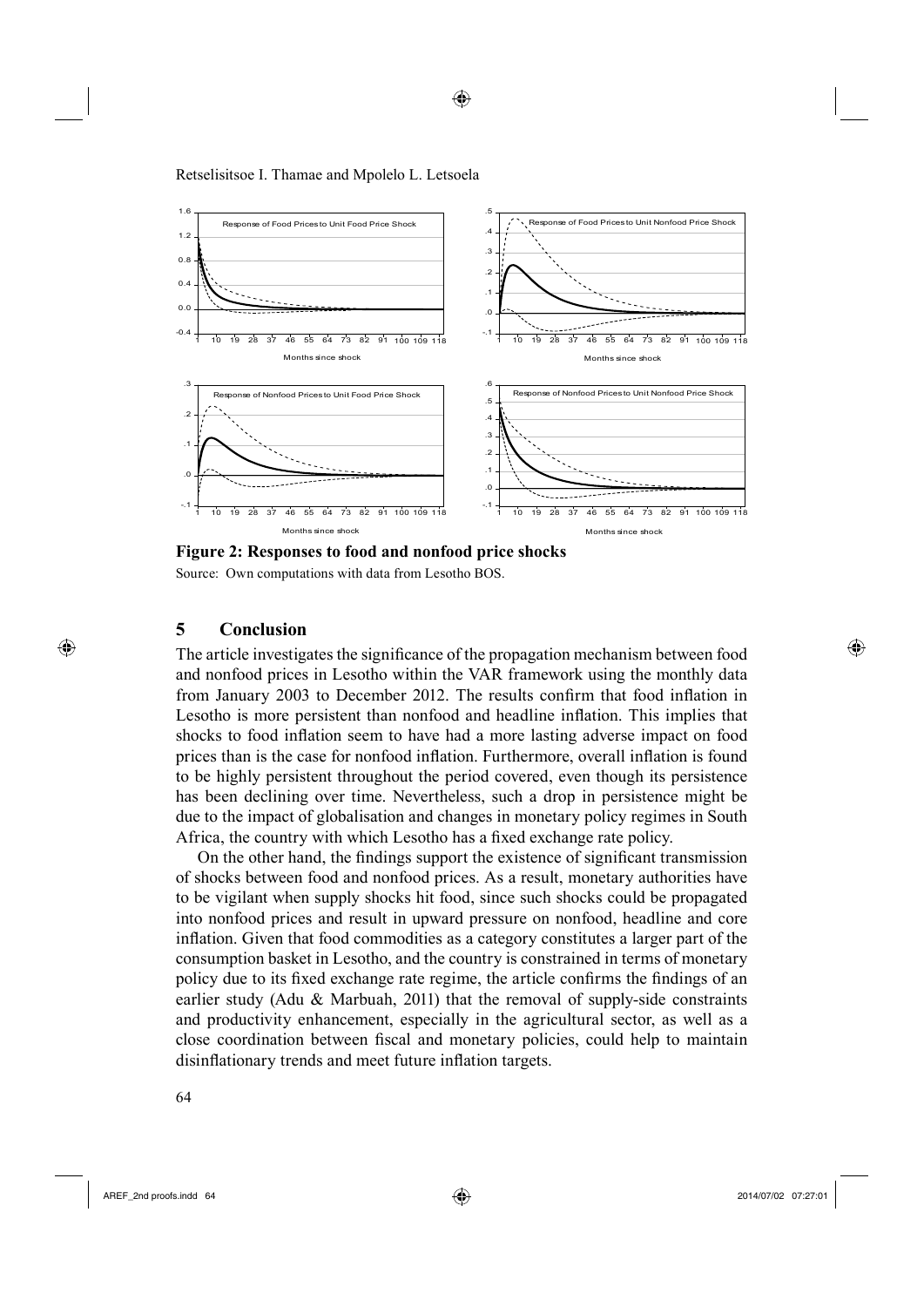**Figure 2: Responses to food and nonfood price shocks**

Source: Own computations with data from Lesotho BOS.

## 5 Conclusion

The article investigates the significance of the propagation mechanism between food and nonfood prices in Lesotho within the VAR framework using the monthly data from January 2003 to December 2012. The results confirm that food inflation in Lesotho is more persistent than nonfood and headline inflation. This implies that shocks to food inflation seem to have had a more lasting adverse impact on food prices than is the case for nonfood inflation. Furthermore, overall inflation is found to be highly persistent throughout the period covered, even though its persistence has been declining over time. Nevertheless, such a drop in persistence might be due to the impact of globalisation and changes in monetary policy regimes in South Africa, the country with which Lesotho has a fixed exchange rate policy.

On the other hand, the findings support the existence of significant transmission of shocks between food and nonfood prices. As a result, monetary authorities have to be vigilant when supply shocks hit food, since such shocks could be propagated into nonfood prices and result in upward pressure on nonfood, headline and core inflation. Given that food commodities as a category constitutes a larger part of the consumption basket in Lesotho, and the country is constrained in terms of monetary policy due to its fixed exchange rate regime, the article confirms the findings of an earlier study (Adu & Marbuah, 2011) that the removal of supply-side constraints and productivity enhancement, especially in the agricultural sector, as well as a close coordination between fiscal and monetary policies, could help to maintain disinflationary trends and meet future inflation targets.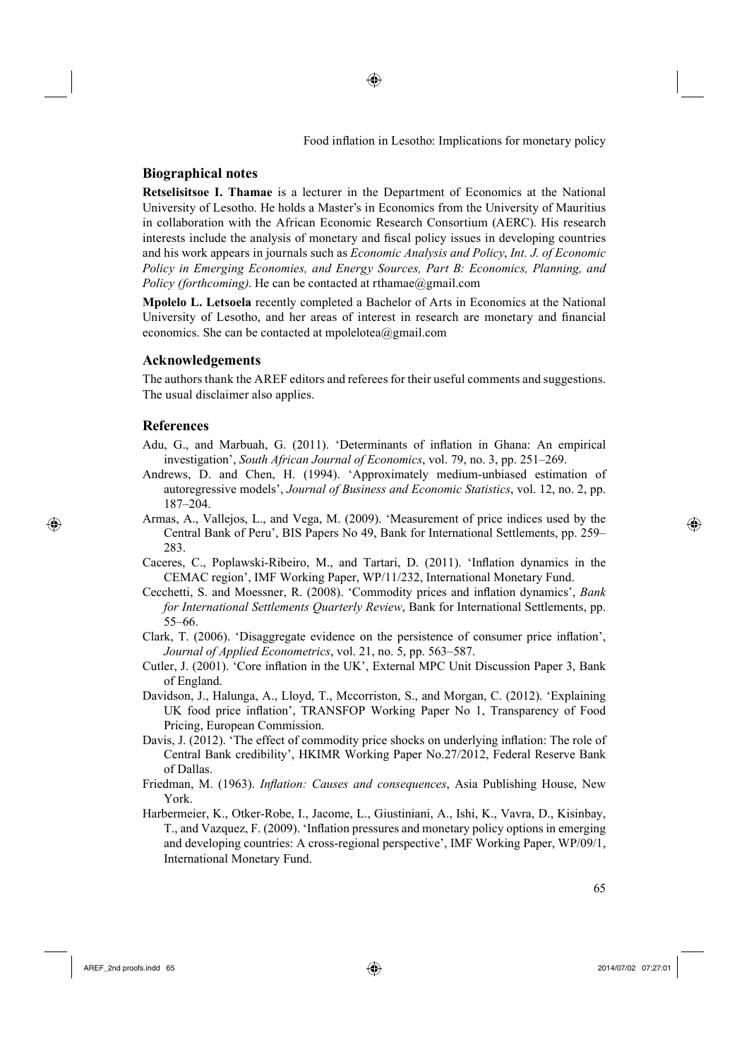## Biographical notes

**Retselisitsoe I. Thamae** is a lecturer in the Department of Economics at the National University of Lesotho. He holds a Master's in Economics from the University of Mauritius in collaboration with the African Economic Research Consortium (AERC). His research interests include the analysis of monetary and fiscal policy issues in developing countries and his work appears in journals such as *Economic Analysis and Policy*, *Int. J. of Economic Policy in Emerging Economies, and Energy Sources, Part B: Economics, Planning, and Policy (forthcoming)*. He can be contacted at rthamae@gmail.com

**Mpolelo L. Letsoela** recently completed a Bachelor of Arts in Economics at the National University of Lesotho, and her areas of interest in research are monetary and financial economics. She can be contacted at mpolelotea@gmail.com

## Acknowledgements

The authors thank the AREF editors and referees for their useful comments and suggestions. The usual disclaimer also applies.

## References

Adu, G., and Marbuah, G. (2011). 'Determinants of inflation in Ghana: An empirical investigation', *South African Journal of Economics*, vol. 79, no. 3, pp. 251–269.

Andrews, D. and Chen, H. (1994). 'Approximately medium-unbiased estimation of autoregressive models', *Journal of Business and Economic Statistics*, vol. 12, no. 2, pp. 187–204.

Armas, A., Vallejos, L., and Vega, M. (2009). 'Measurement of price indices used by the Central Bank of Peru', BIS Papers No 49, Bank for International Settlements, pp. 259–283.

Caceres, C., Poplawski-Ribeiro, M., and Tartari, D. (2011). 'Inflation dynamics in the CEMAC region', IMF Working Paper, WP/11/232, International Monetary Fund.

Cecchetti, S. and Moessner, R. (2008). 'Commodity prices and inflation dynamics', *Bank for International Settlements Quarterly Review*, Bank for International Settlements, pp. 55–66.

Clark, T. (2006). 'Disaggregate evidence on the persistence of consumer price inflation', *Journal of Applied Econometrics*, vol. 21, no. 5, pp. 563–587.

Cutler, J. (2001). 'Core inflation in the UK', External MPC Unit Discussion Paper 3, Bank of England.

Davidson, J., Halunga, A., Lloyd, T., Mccorriston, S., and Morgan, C. (2012). 'Explaining UK food price inflation', TRANSFOP Working Paper No 1, Transparency of Food Pricing, European Commission.

Davis, J. (2012). 'The effect of commodity price shocks on underlying inflation: The role of Central Bank credibility', HKIMR Working Paper No.27/2012, Federal Reserve Bank of Dallas.

Friedman, M. (1963). *Inflation: Causes and consequences*, Asia Publishing House, New York.

Harbermeier, K., Otker-Robe, I., Jacome, L., Giustiniani, A., Ishi, K., Vavra, D., Kisinbay, T., and Vazquez, F. (2009). 'Inflation pressures and monetary policy options in emerging and developing countries: A cross-regional perspective', IMF Working Paper, WP/09/1, International Monetary Fund.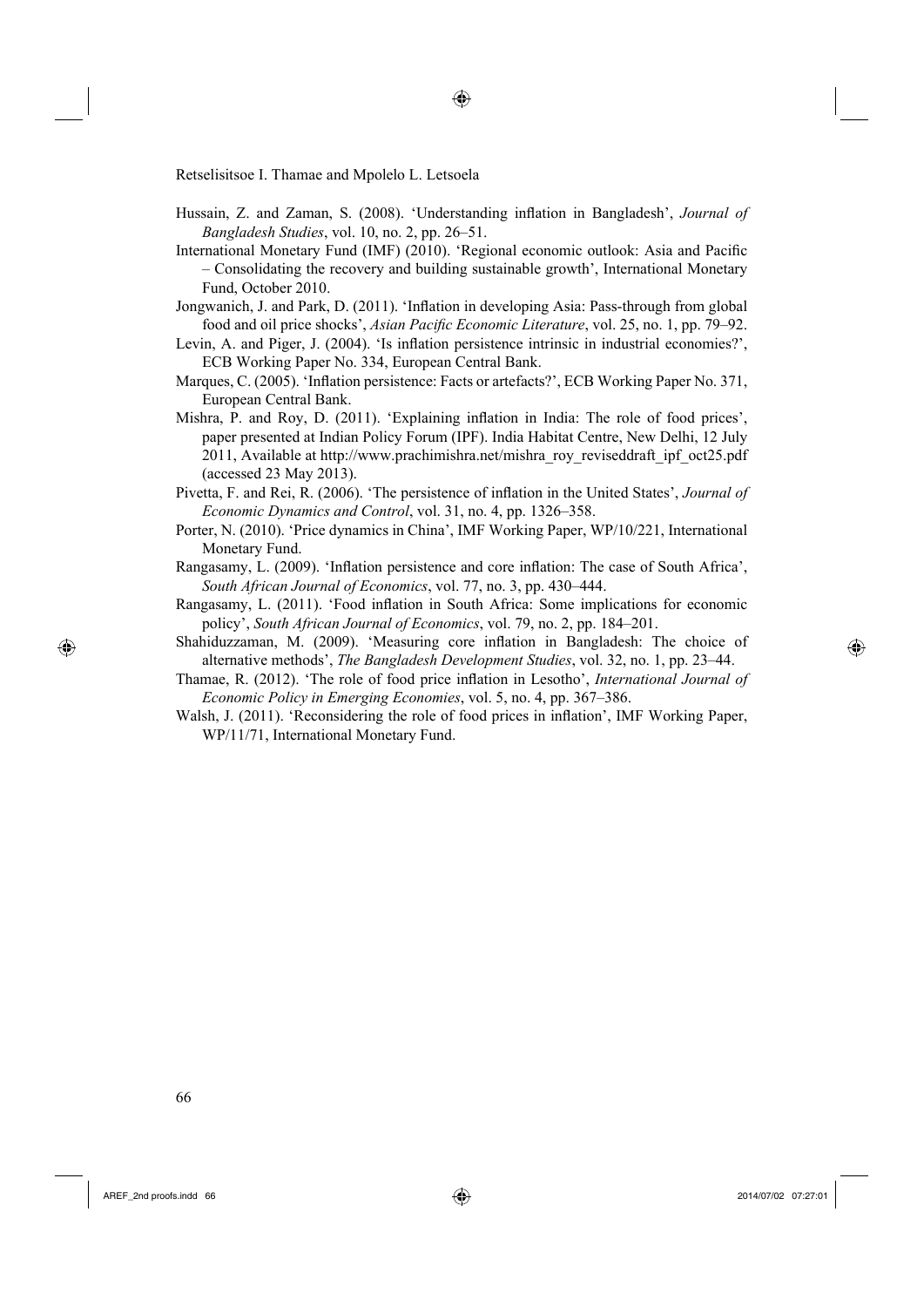Hussain, Z. and Zaman, S. (2008). 'Understanding inflation in Bangladesh', *Journal of Bangladesh Studies*, vol. 10, no. 2, pp. 26–51.

International Monetary Fund (IMF) (2010). 'Regional economic outlook: Asia and Pacific – Consolidating the recovery and building sustainable growth', International Monetary Fund, October 2010.

Jongwanich, J. and Park, D. (2011). 'Inflation in developing Asia: Pass-through from global food and oil price shocks', *Asian Pacific Economic Literature*, vol. 25, no. 1, pp. 79–92.

Levin, A. and Piger, J. (2004). 'Is inflation persistence intrinsic in industrial economies?', ECB Working Paper No. 334, European Central Bank.

Marques, C. (2005). 'Inflation persistence: Facts or artefacts?', ECB Working Paper No. 371, European Central Bank.

Mishra, P. and Roy, D. (2011). 'Explaining inflation in India: The role of food prices', paper presented at Indian Policy Forum (IPF). India Habitat Centre, New Delhi, 12 July 2011, Available at http://www.prachimishra.net/mishra_roy_reviseddraft_ipf_oct25.pdf (accessed 23 May 2013).

Pivetta, F. and Rei, R. (2006). 'The persistence of inflation in the United States', *Journal of Economic Dynamics and Control*, vol. 31, no. 4, pp. 1326–358.

Porter, N. (2010). 'Price dynamics in China', IMF Working Paper, WP/10/221, International Monetary Fund.

Rangasamy, L. (2009). 'Inflation persistence and core inflation: The case of South Africa', *South African Journal of Economics*, vol. 77, no. 3, pp. 430–444.

Rangasamy, L. (2011). 'Food inflation in South Africa: Some implications for economic policy', *South African Journal of Economics*, vol. 79, no. 2, pp. 184–201.

Shahiduzzaman, M. (2009). 'Measuring core inflation in Bangladesh: The choice of alternative methods', *The Bangladesh Development Studies*, vol. 32, no. 1, pp. 23–44.

Thamae, R. (2012). 'The role of food price inflation in Lesotho', *International Journal of Economic Policy in Emerging Economies*, vol. 5, no. 4, pp. 367–386.

Walsh, J. (2011). 'Reconsidering the role of food prices in inflation', IMF Working Paper, WP/11/71, International Monetary Fund.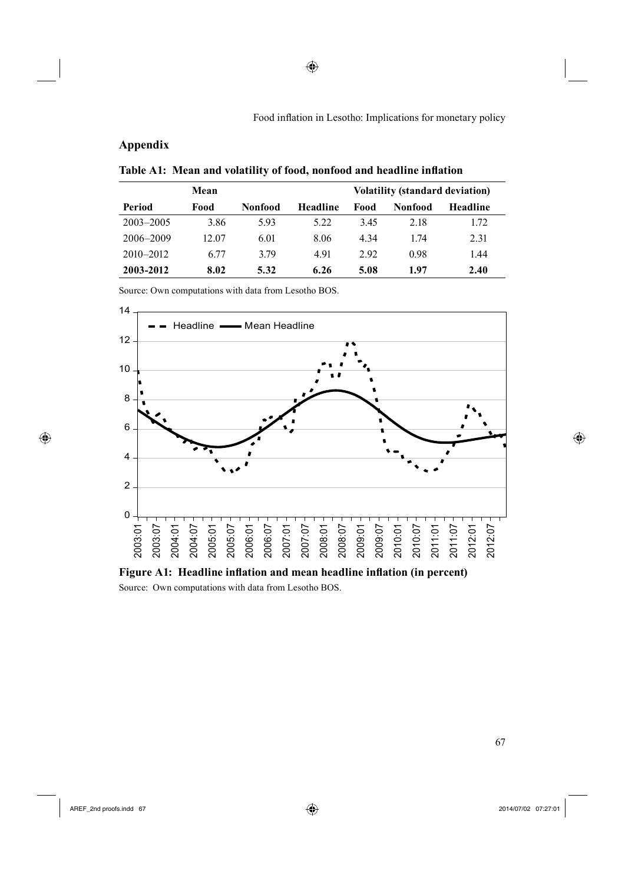## Appendix

**Table A1: Mean and volatility of food, nonfood and headline inflation**

| | Mean | | | Volatility (standard deviation) | | |
|---|---|---|---|---|---|---|
| **Period** | **Food** | **Nonfood** | **Headline** | **Food** | **Nonfood** | **Headline** |
| 2003–2005 | 3.86 | 5.93 | 5.22 | 3.45 | 2.18 | 1.72 |
| 2006–2009 | 12.07 | 6.01 | 8.06 | 4.34 | 1.74 | 2.31 |
| 2010–2012 | 6.77 | 3.79 | 4.91 | 2.92 | 0.98 | 1.44 |
| **2003-2012** | **8.02** | **5.32** | **6.26** | **5.08** | **1.97** | **2.40** |

Source: Own computations with data from Lesotho BOS.

**Figure A1: Headline inflation and mean headline inflation (in percent)**

Source: Own computations with data from Lesotho BOS.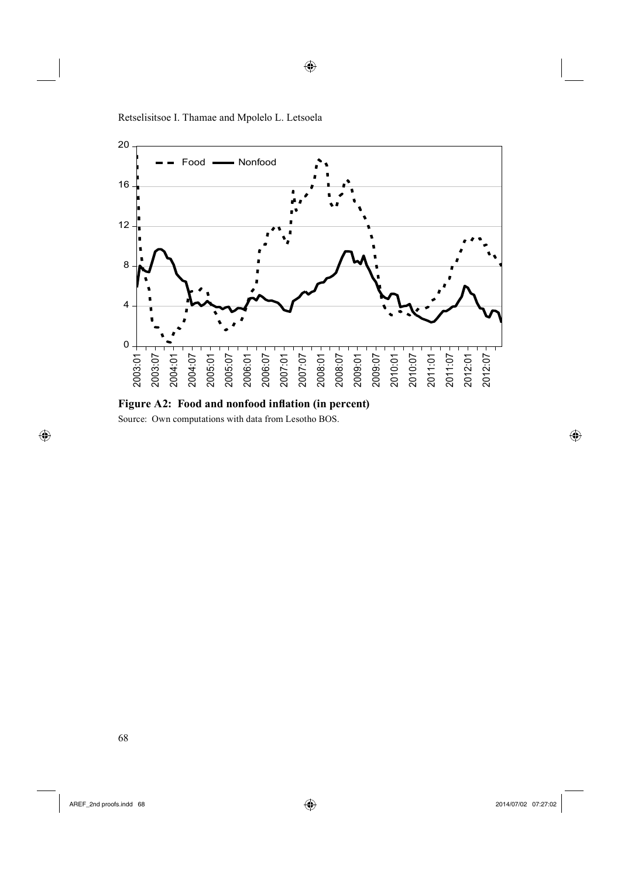20
16
12
8
4
0

Food Nonfood

2003:01 2003:07 2004:01 2004:07 2005:01 2005:07 2006:01 2006:07 2007:01 2007:07 2008:01 2008:07 2009:01 2009:07 2010:01 2010:07 2011:01 2011:07 2012:01 2012:07

**Figure A2: Food and nonfood inflation (in percent)**

Source: Own computations with data from Lesotho BOS.